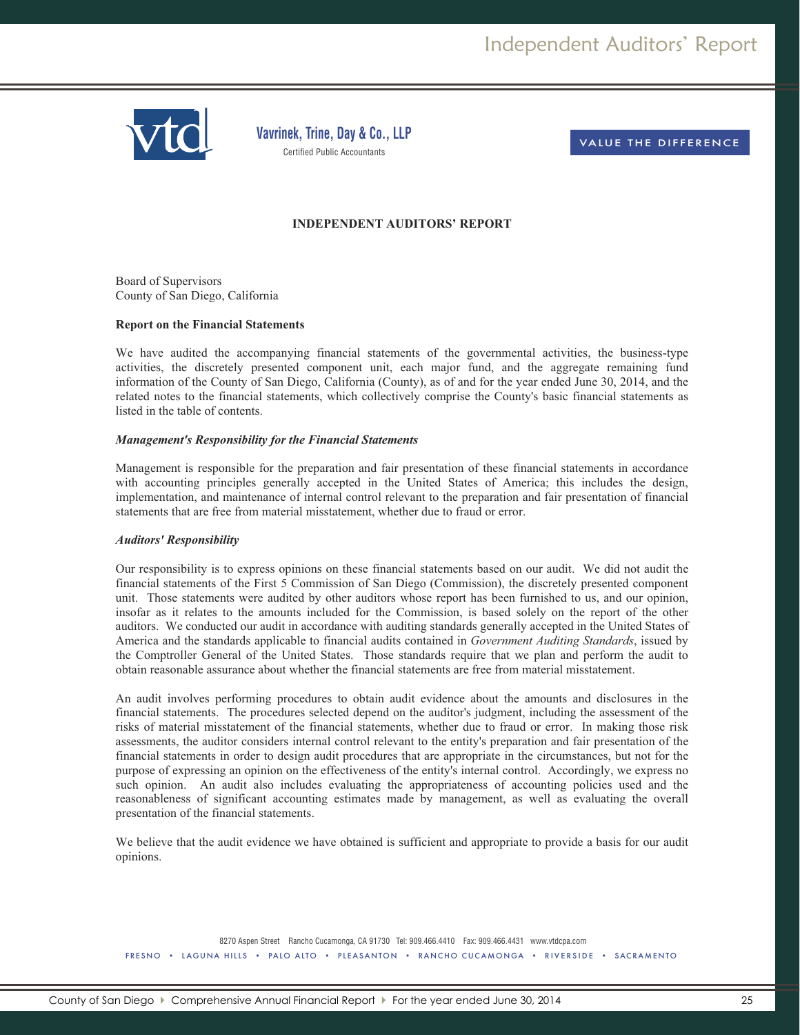Vavrinek, Trine, Day & Co., LLP
Certified Public Accountants

VALUE THE DIFFERENCE

## INDEPENDENT AUDITORS' REPORT

Board of Supervisors
County of San Diego, California

**Report on the Financial Statements**

We have audited the accompanying financial statements of the governmental activities, the business-type activities, the discretely presented component unit, each major fund, and the aggregate remaining fund information of the County of San Diego, California (County), as of and for the year ended June 30, 2014, and the related notes to the financial statements, which collectively comprise the County's basic financial statements as listed in the table of contents.

***Management's Responsibility for the Financial Statements***

Management is responsible for the preparation and fair presentation of these financial statements in accordance with accounting principles generally accepted in the United States of America; this includes the design, implementation, and maintenance of internal control relevant to the preparation and fair presentation of financial statements that are free from material misstatement, whether due to fraud or error.

***Auditors' Responsibility***

Our responsibility is to express opinions on these financial statements based on our audit. We did not audit the financial statements of the First 5 Commission of San Diego (Commission), the discretely presented component unit. Those statements were audited by other auditors whose report has been furnished to us, and our opinion, insofar as it relates to the amounts included for the Commission, is based solely on the report of the other auditors. We conducted our audit in accordance with auditing standards generally accepted in the United States of America and the standards applicable to financial audits contained in *Government Auditing Standards*, issued by the Comptroller General of the United States. Those standards require that we plan and perform the audit to obtain reasonable assurance about whether the financial statements are free from material misstatement.

An audit involves performing procedures to obtain audit evidence about the amounts and disclosures in the financial statements. The procedures selected depend on the auditor's judgment, including the assessment of the risks of material misstatement of the financial statements, whether due to fraud or error. In making those risk assessments, the auditor considers internal control relevant to the entity's preparation and fair presentation of the financial statements in order to design audit procedures that are appropriate in the circumstances, but not for the purpose of expressing an opinion on the effectiveness of the entity's internal control. Accordingly, we express no such opinion. An audit also includes evaluating the appropriateness of accounting policies used and the reasonableness of significant accounting estimates made by management, as well as evaluating the overall presentation of the financial statements.

We believe that the audit evidence we have obtained is sufficient and appropriate to provide a basis for our audit opinions.

8270 Aspen Street Rancho Cucamonga, CA 91730 Tel: 909.466.4410 Fax: 909.466.4431 www.vtdcpa.com

FRESNO • LAGUNA HILLS • PALO ALTO • PLEASANTON • RANCHO CUCAMONGA • RIVERSIDE • SACRAMENTO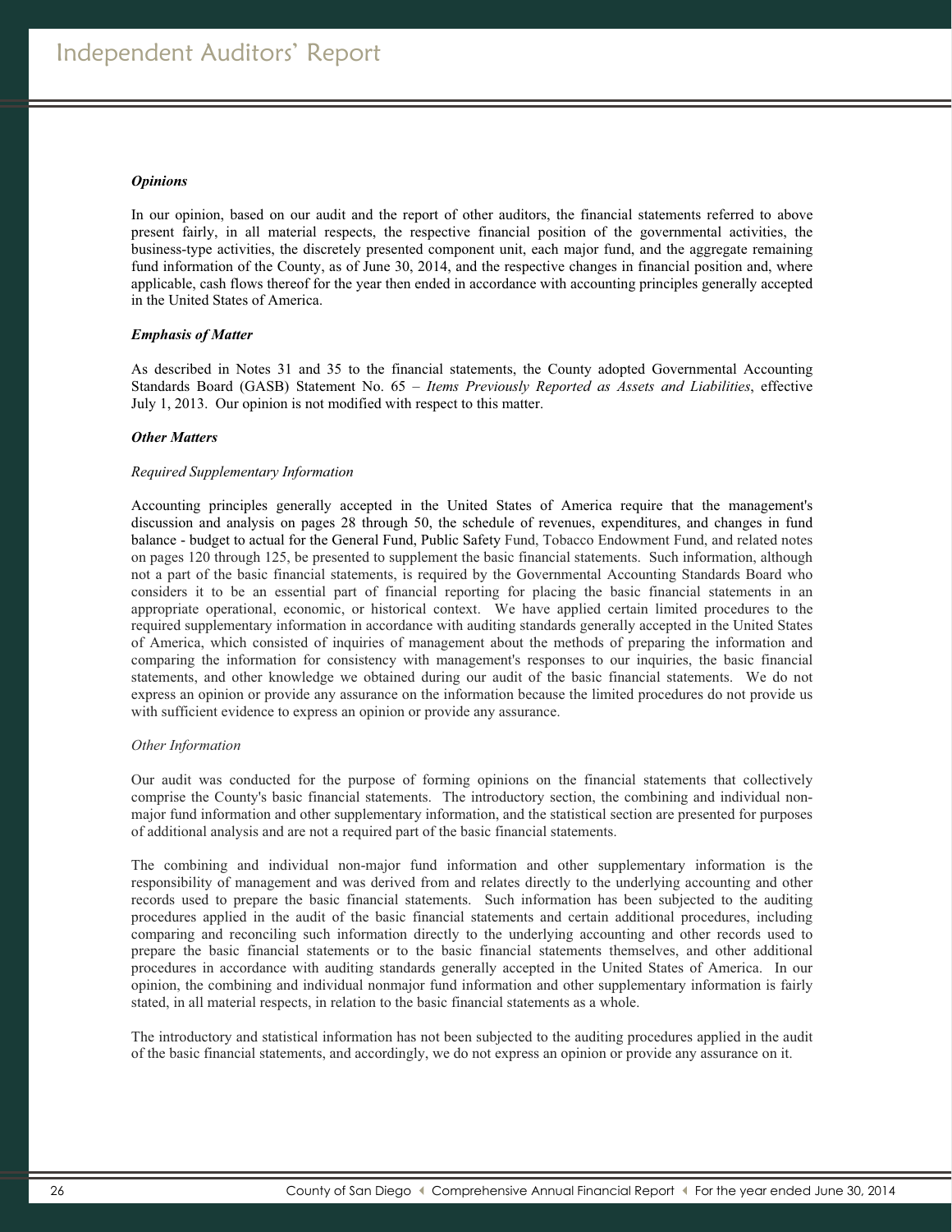# Independent Auditors' Report

***Opinions***

In our opinion, based on our audit and the report of other auditors, the financial statements referred to above present fairly, in all material respects, the respective financial position of the governmental activities, the business-type activities, the discretely presented component unit, each major fund, and the aggregate remaining fund information of the County, as of June 30, 2014, and the respective changes in financial position and, where applicable, cash flows thereof for the year then ended in accordance with accounting principles generally accepted in the United States of America.

***Emphasis of Matter***

As described in Notes 31 and 35 to the financial statements, the County adopted Governmental Accounting Standards Board (GASB) Statement No. 65 – *Items Previously Reported as Assets and Liabilities*, effective July 1, 2013. Our opinion is not modified with respect to this matter.

***Other Matters***

*Required Supplementary Information*

Accounting principles generally accepted in the United States of America require that the management's discussion and analysis on pages 28 through 50, the schedule of revenues, expenditures, and changes in fund balance - budget to actual for the General Fund, Public Safety Fund, Tobacco Endowment Fund, and related notes on pages 120 through 125, be presented to supplement the basic financial statements. Such information, although not a part of the basic financial statements, is required by the Governmental Accounting Standards Board who considers it to be an essential part of financial reporting for placing the basic financial statements in an appropriate operational, economic, or historical context. We have applied certain limited procedures to the required supplementary information in accordance with auditing standards generally accepted in the United States of America, which consisted of inquiries of management about the methods of preparing the information and comparing the information for consistency with management's responses to our inquiries, the basic financial statements, and other knowledge we obtained during our audit of the basic financial statements. We do not express an opinion or provide any assurance on the information because the limited procedures do not provide us with sufficient evidence to express an opinion or provide any assurance.

*Other Information*

Our audit was conducted for the purpose of forming opinions on the financial statements that collectively comprise the County's basic financial statements. The introductory section, the combining and individual non-major fund information and other supplementary information, and the statistical section are presented for purposes of additional analysis and are not a required part of the basic financial statements.

The combining and individual non-major fund information and other supplementary information is the responsibility of management and was derived from and relates directly to the underlying accounting and other records used to prepare the basic financial statements. Such information has been subjected to the auditing procedures applied in the audit of the basic financial statements and certain additional procedures, including comparing and reconciling such information directly to the underlying accounting and other records used to prepare the basic financial statements or to the basic financial statements themselves, and other additional procedures in accordance with auditing standards generally accepted in the United States of America. In our opinion, the combining and individual nonmajor fund information and other supplementary information is fairly stated, in all material respects, in relation to the basic financial statements as a whole.

The introductory and statistical information has not been subjected to the auditing procedures applied in the audit of the basic financial statements, and accordingly, we do not express an opinion or provide any assurance on it.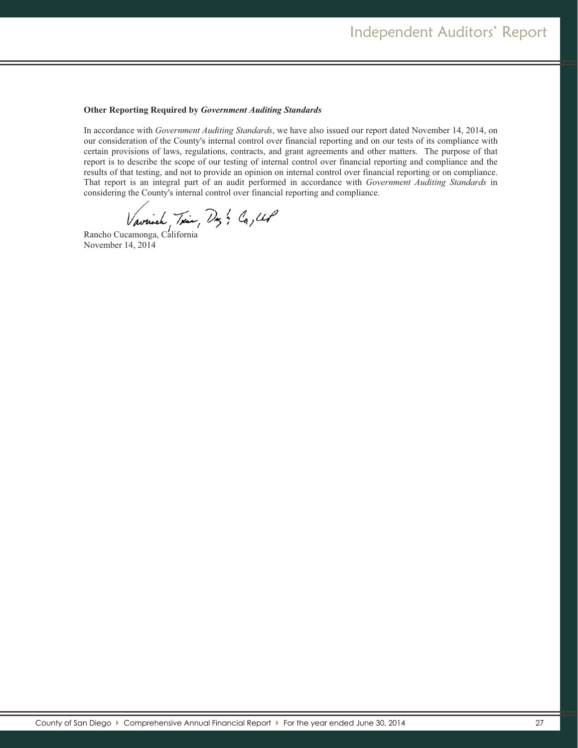**Other Reporting Required by *Government Auditing Standards***

In accordance with *Government Auditing Standards*, we have also issued our report dated November 14, 2014, on our consideration of the County's internal control over financial reporting and on our tests of its compliance with certain provisions of laws, regulations, contracts, and grant agreements and other matters. The purpose of that report is to describe the scope of our testing of internal control over financial reporting and compliance and the results of that testing, and not to provide an opinion on internal control over financial reporting or on compliance. That report is an integral part of an audit performed in accordance with *Government Auditing Standards* in considering the County's internal control over financial reporting and compliance.

Vavrinek, Trine, Day & Co., LLP

Rancho Cucamonga, California
November 14, 2014